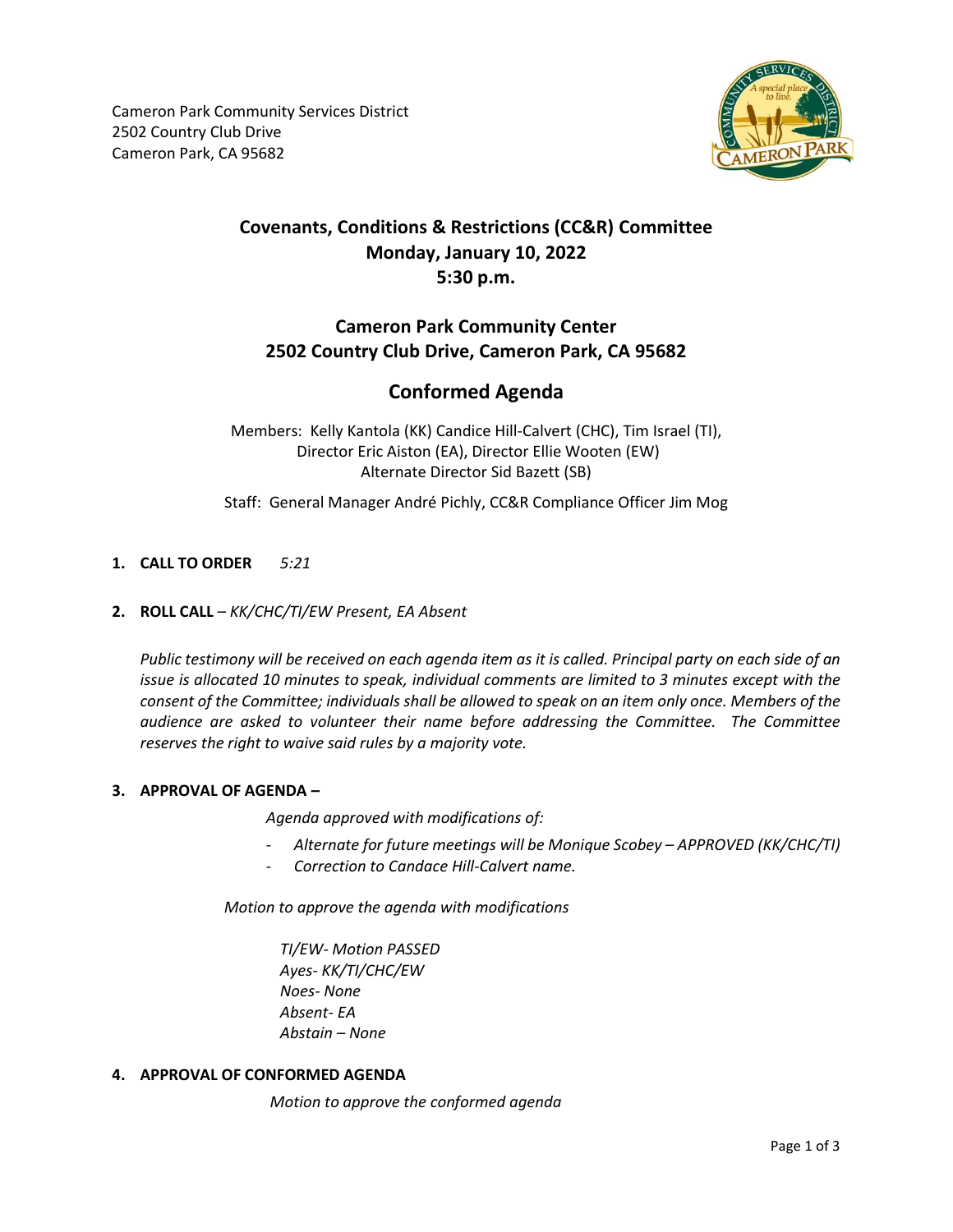Cameron Park Community Services District
2502 Country Club Drive
Cameron Park, CA 95682

# Covenants, Conditions & Restrictions (CC&R) Committee
## Monday, January 10, 2022
## 5:30 p.m.

## Cameron Park Community Center
## 2502 Country Club Drive, Cameron Park, CA 95682

# Conformed Agenda

Members: Kelly Kantola (KK) Candice Hill-Calvert (CHC), Tim Israel (TI), Director Eric Aiston (EA), Director Ellie Wooten (EW)
Alternate Director Sid Bazett (SB)

Staff: General Manager André Pichly, CC&R Compliance Officer Jim Mog

1. **CALL TO ORDER** *5:21*

2. **ROLL CALL** – *KK/CHC/TI/EW Present, EA Absent*

   *Public testimony will be received on each agenda item as it is called. Principal party on each side of an issue is allocated 10 minutes to speak, individual comments are limited to 3 minutes except with the consent of the Committee; individuals shall be allowed to speak on an item only once. Members of the audience are asked to volunteer their name before addressing the Committee. The Committee reserves the right to waive said rules by a majority vote.*

3. **APPROVAL OF AGENDA –**

   *Agenda approved with modifications of:*

   - *Alternate for future meetings will be Monique Scobey – APPROVED (KK/CHC/TI)*
   - *Correction to Candace Hill-Calvert name.*

   *Motion to approve the agenda with modifications*

   *TI/EW- Motion PASSED*
   *Ayes- KK/TI/CHC/EW*
   *Noes- None*
   *Absent- EA*
   *Abstain – None*

4. **APPROVAL OF CONFORMED AGENDA**

   *Motion to approve the conformed agenda*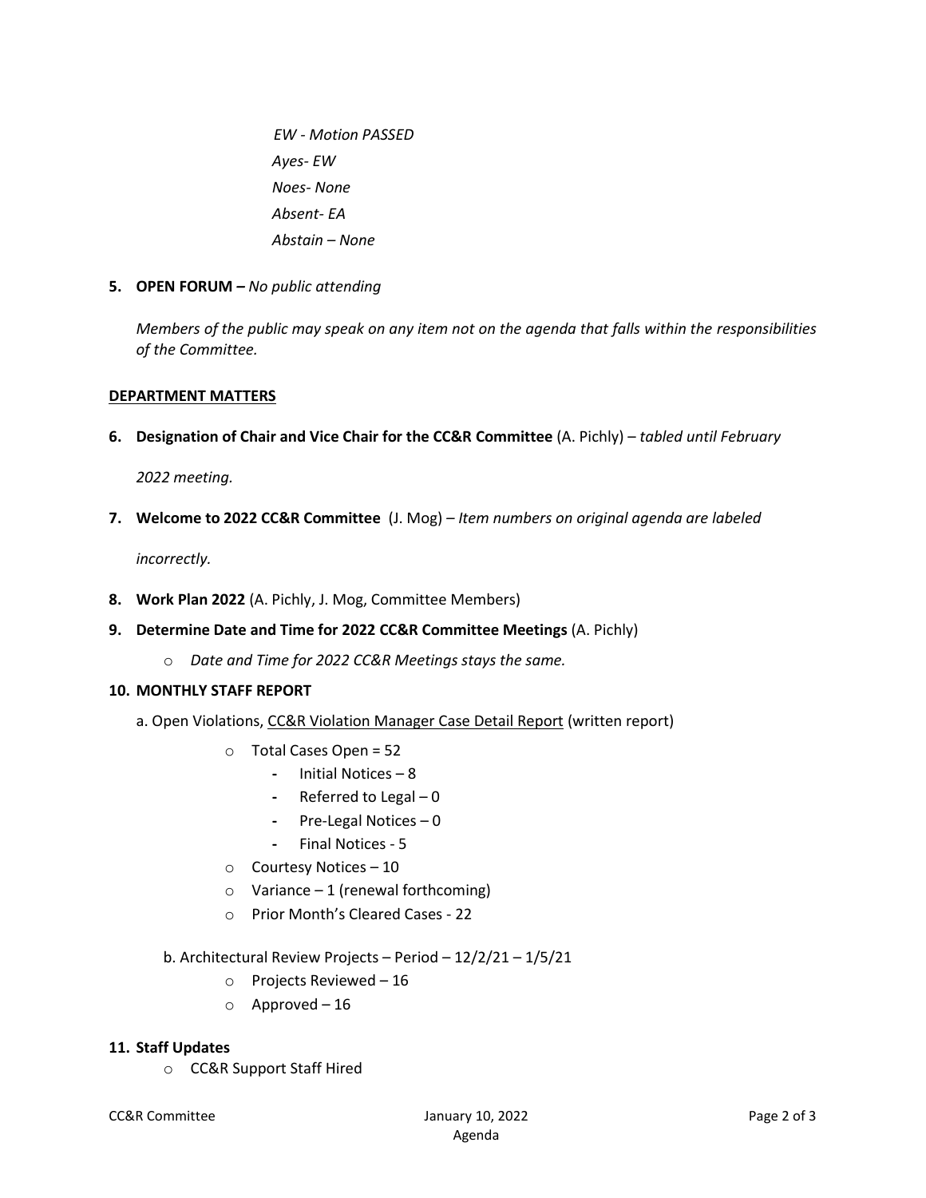*EW - Motion PASSED*

*Ayes- EW*

*Noes- None*

*Absent- EA*

*Abstain – None*

5. **OPEN FORUM –** *No public attending*

   *Members of the public may speak on any item not on the agenda that falls within the responsibilities of the Committee.*

**DEPARTMENT MATTERS**

6. **Designation of Chair and Vice Chair for the CC&R Committee** (A. Pichly) – *tabled until February 2022 meeting.*

7. **Welcome to 2022 CC&R Committee** (J. Mog) – *Item numbers on original agenda are labeled incorrectly.*

8. **Work Plan 2022** (A. Pichly, J. Mog, Committee Members)

9. **Determine Date and Time for 2022 CC&R Committee Meetings** (A. Pichly)
   - *Date and Time for 2022 CC&R Meetings stays the same.*

10. **MONTHLY STAFF REPORT**

   a. Open Violations, CC&R Violation Manager Case Detail Report (written report)
   - Total Cases Open = 52
     - Initial Notices – 8
     - Referred to Legal – 0
     - Pre-Legal Notices – 0
     - Final Notices - 5
   - Courtesy Notices – 10
   - Variance – 1 (renewal forthcoming)
   - Prior Month's Cleared Cases - 22

   b. Architectural Review Projects – Period – 12/2/21 – 1/5/21
   - Projects Reviewed – 16
   - Approved – 16

11. **Staff Updates**
   - CC&R Support Staff Hired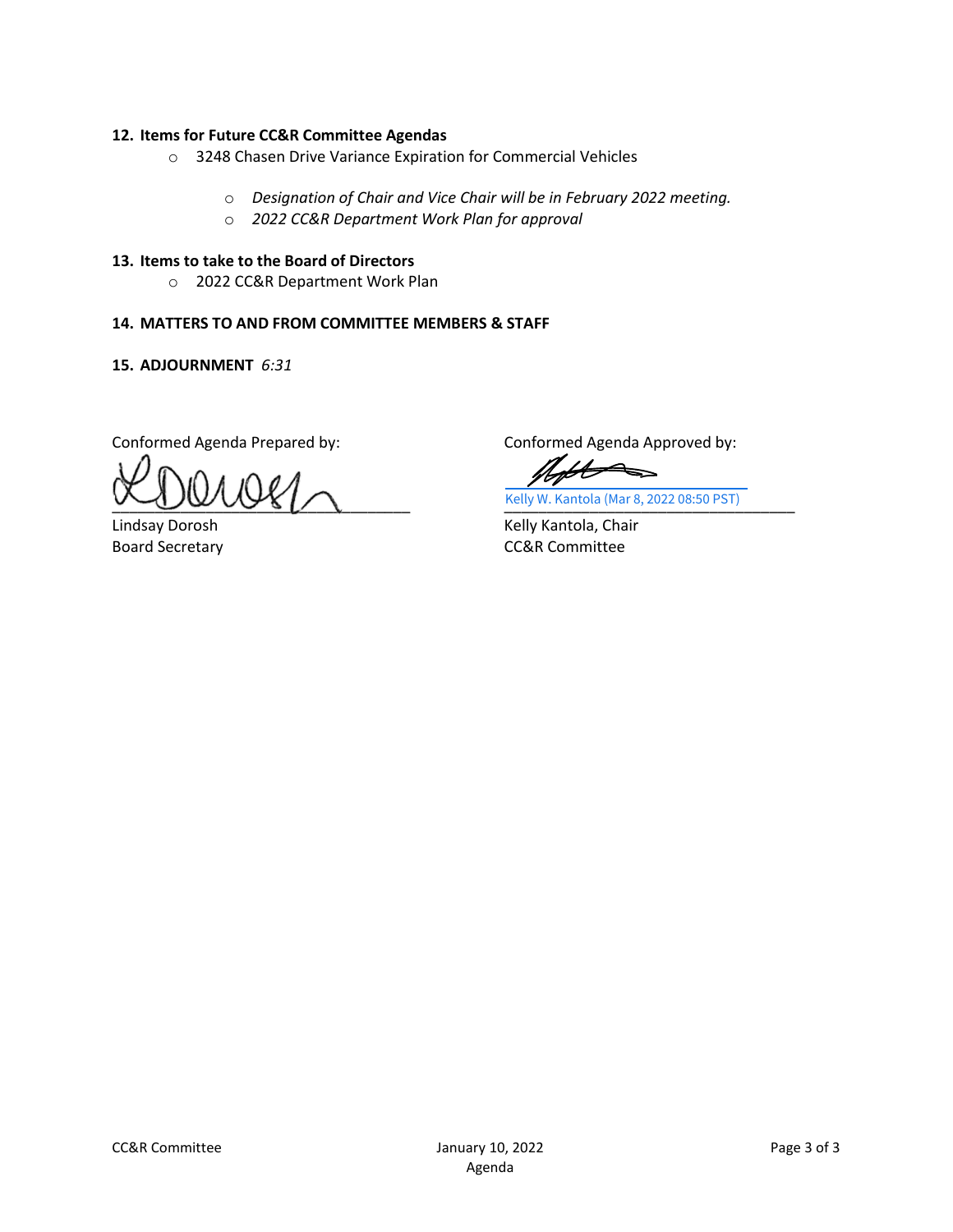**12. Items for Future CC&R Committee Agendas**

- 3248 Chasen Drive Variance Expiration for Commercial Vehicles
  - *Designation of Chair and Vice Chair will be in February 2022 meeting.*
  - *2022 CC&R Department Work Plan for approval*

**13. Items to take to the Board of Directors**

- 2022 CC&R Department Work Plan

**14. MATTERS TO AND FROM COMMITTEE MEMBERS & STAFF**

**15. ADJOURNMENT** *6:31*

Conformed Agenda Prepared by:

Lindsay Dorosh
Board Secretary

Conformed Agenda Approved by:

Kelly W. Kantola (Mar 8, 2022 08:50 PST)

Kelly Kantola, Chair
CC&R Committee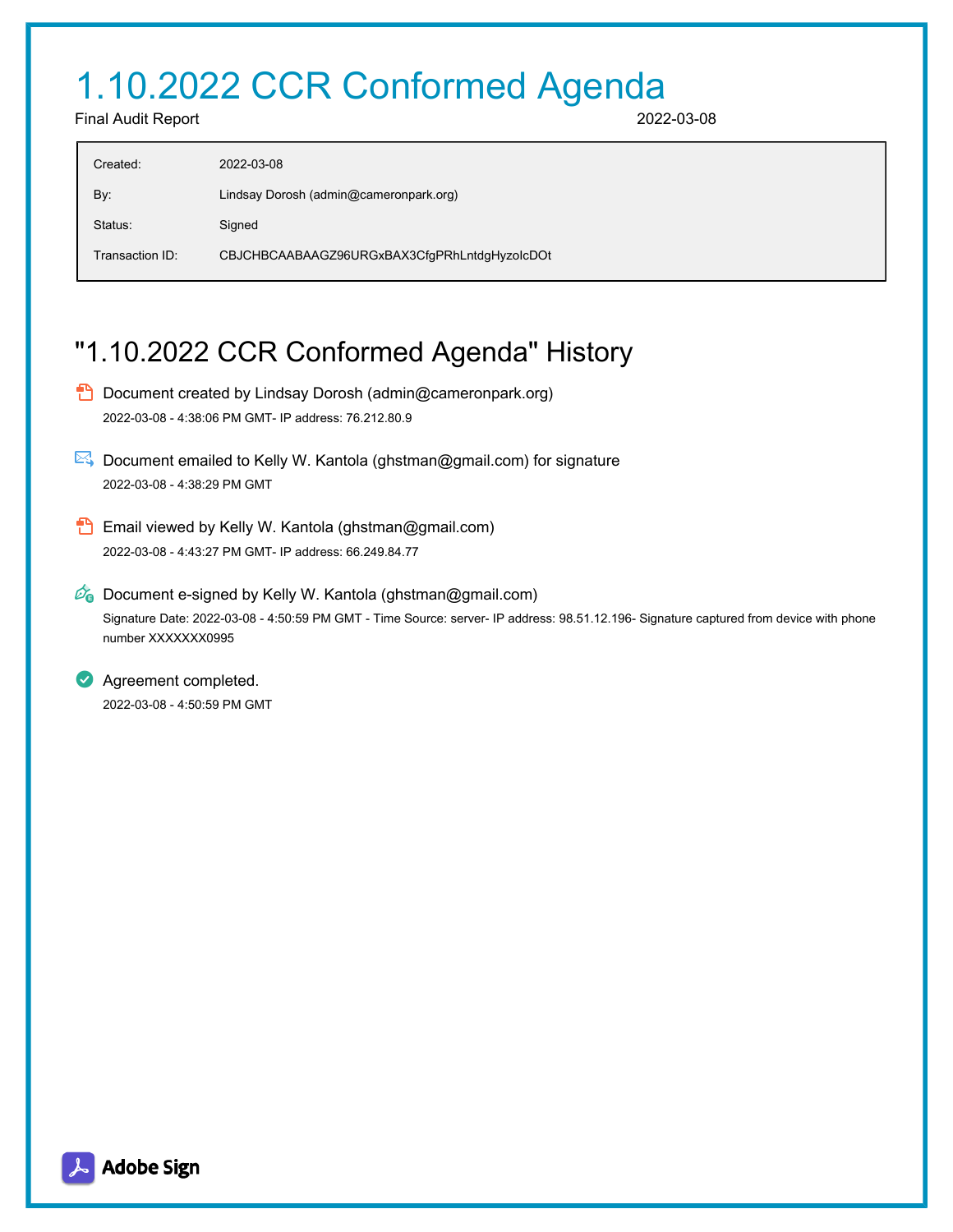# 1.10.2022 CCR Conformed Agenda

Final Audit Report 2022-03-08

| | |
|---|---|
| Created: | 2022-03-08 |
| By: | Lindsay Dorosh (admin@cameronpark.org) |
| Status: | Signed |
| Transaction ID: | CBJCHBCAABAAGZ96URGxBAX3CfgPRhLntdgHyzoIcDOt |

## "1.10.2022 CCR Conformed Agenda" History

- Document created by Lindsay Dorosh (admin@cameronpark.org)
  2022-03-08 - 4:38:06 PM GMT- IP address: 76.212.80.9

- Document emailed to Kelly W. Kantola (ghstman@gmail.com) for signature
  2022-03-08 - 4:38:29 PM GMT

- Email viewed by Kelly W. Kantola (ghstman@gmail.com)
  2022-03-08 - 4:43:27 PM GMT- IP address: 66.249.84.77

- Document e-signed by Kelly W. Kantola (ghstman@gmail.com)
  Signature Date: 2022-03-08 - 4:50:59 PM GMT - Time Source: server- IP address: 98.51.12.196- Signature captured from device with phone number XXXXXXX0995

- Agreement completed.
  2022-03-08 - 4:50:59 PM GMT

Adobe Sign